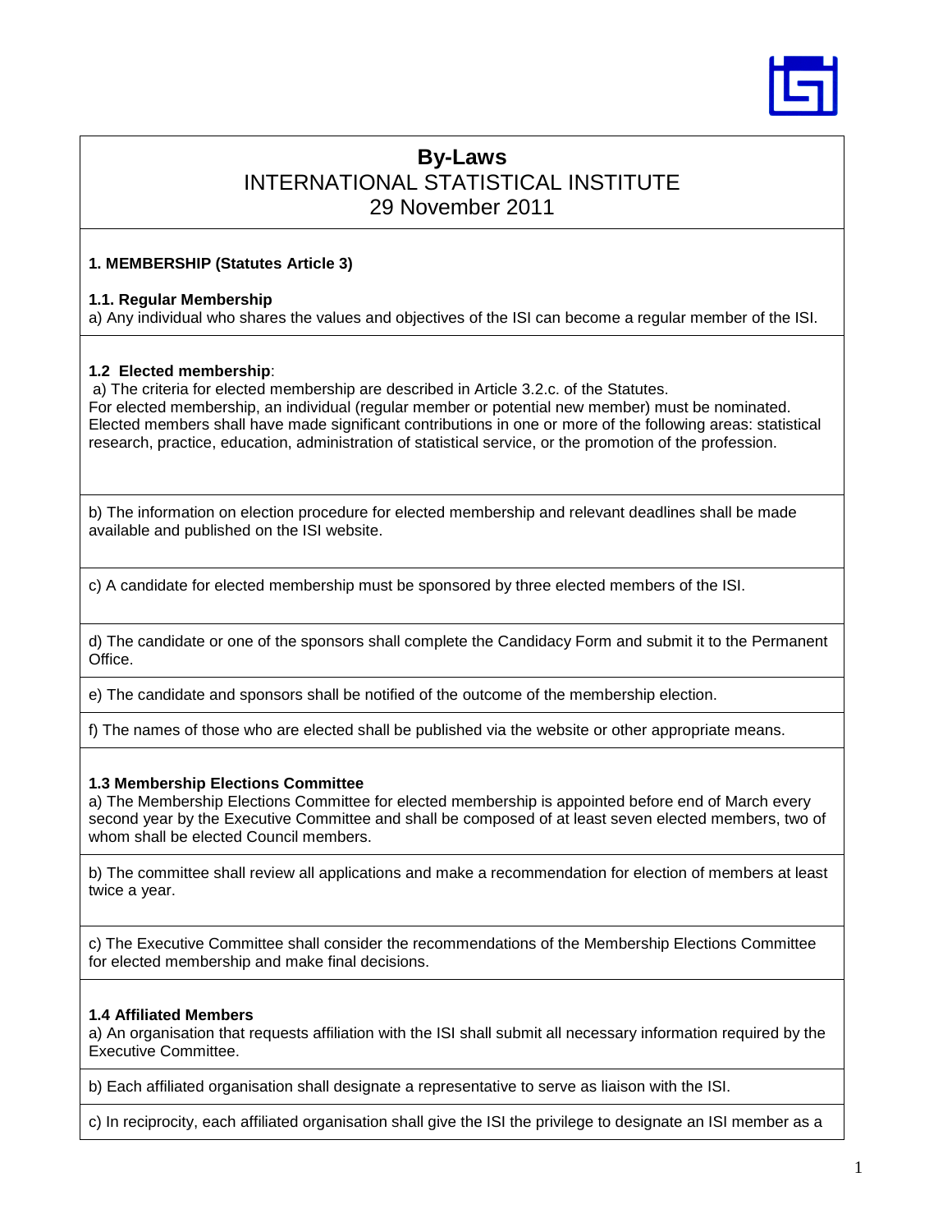# By-Laws

## INTERNATIONAL STATISTICAL INSTITUTE

## 29 November 2011

### 1. MEMBERSHIP (Statutes Article 3)

**1.1. Regular Membership**

a) Any individual who shares the values and objectives of the ISI can become a regular member of the ISI.

**1.2 Elected membership**:

a) The criteria for elected membership are described in Article 3.2.c. of the Statutes. For elected membership, an individual (regular member or potential new member) must be nominated. Elected members shall have made significant contributions in one or more of the following areas: statistical research, practice, education, administration of statistical service, or the promotion of the profession.

b) The information on election procedure for elected membership and relevant deadlines shall be made available and published on the ISI website.

c) A candidate for elected membership must be sponsored by three elected members of the ISI.

d) The candidate or one of the sponsors shall complete the Candidacy Form and submit it to the Permanent Office.

e) The candidate and sponsors shall be notified of the outcome of the membership election.

f) The names of those who are elected shall be published via the website or other appropriate means.

**1.3 Membership Elections Committee**

a) The Membership Elections Committee for elected membership is appointed before end of March every second year by the Executive Committee and shall be composed of at least seven elected members, two of whom shall be elected Council members.

b) The committee shall review all applications and make a recommendation for election of members at least twice a year.

c) The Executive Committee shall consider the recommendations of the Membership Elections Committee for elected membership and make final decisions.

**1.4 Affiliated Members**

a) An organisation that requests affiliation with the ISI shall submit all necessary information required by the Executive Committee.

b) Each affiliated organisation shall designate a representative to serve as liaison with the ISI.

c) In reciprocity, each affiliated organisation shall give the ISI the privilege to designate an ISI member as a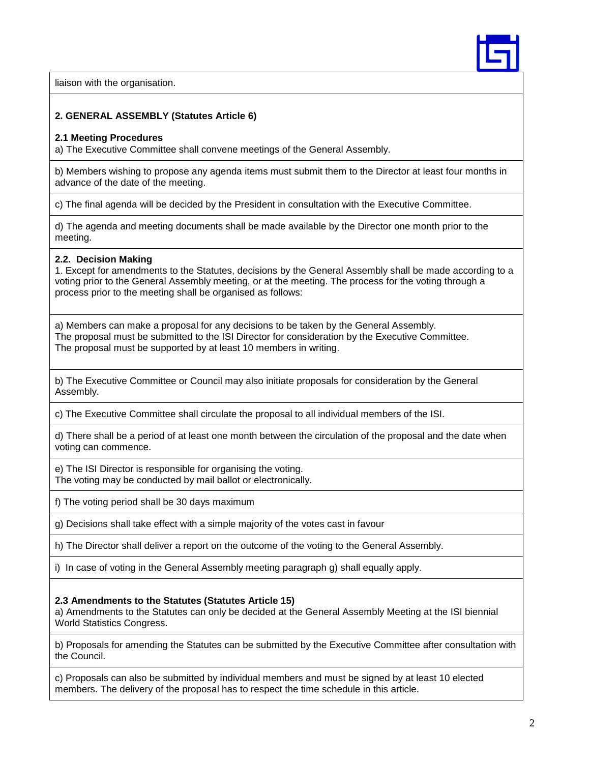liaison with the organisation.

## 2. GENERAL ASSEMBLY (Statutes Article 6)

### 2.1 Meeting Procedures

a) The Executive Committee shall convene meetings of the General Assembly.

b) Members wishing to propose any agenda items must submit them to the Director at least four months in advance of the date of the meeting.

c) The final agenda will be decided by the President in consultation with the Executive Committee.

d) The agenda and meeting documents shall be made available by the Director one month prior to the meeting.

### 2.2. Decision Making

1. Except for amendments to the Statutes, decisions by the General Assembly shall be made according to a voting prior to the General Assembly meeting, or at the meeting. The process for the voting through a process prior to the meeting shall be organised as follows:

a) Members can make a proposal for any decisions to be taken by the General Assembly.
The proposal must be submitted to the ISI Director for consideration by the Executive Committee.
The proposal must be supported by at least 10 members in writing.

b) The Executive Committee or Council may also initiate proposals for consideration by the General Assembly.

c) The Executive Committee shall circulate the proposal to all individual members of the ISI.

d) There shall be a period of at least one month between the circulation of the proposal and the date when voting can commence.

e) The ISI Director is responsible for organising the voting.
The voting may be conducted by mail ballot or electronically.

f) The voting period shall be 30 days maximum

g) Decisions shall take effect with a simple majority of the votes cast in favour

h) The Director shall deliver a report on the outcome of the voting to the General Assembly.

i) In case of voting in the General Assembly meeting paragraph g) shall equally apply.

### 2.3 Amendments to the Statutes (Statutes Article 15)

a) Amendments to the Statutes can only be decided at the General Assembly Meeting at the ISI biennial World Statistics Congress.

b) Proposals for amending the Statutes can be submitted by the Executive Committee after consultation with the Council.

c) Proposals can also be submitted by individual members and must be signed by at least 10 elected members. The delivery of the proposal has to respect the time schedule in this article.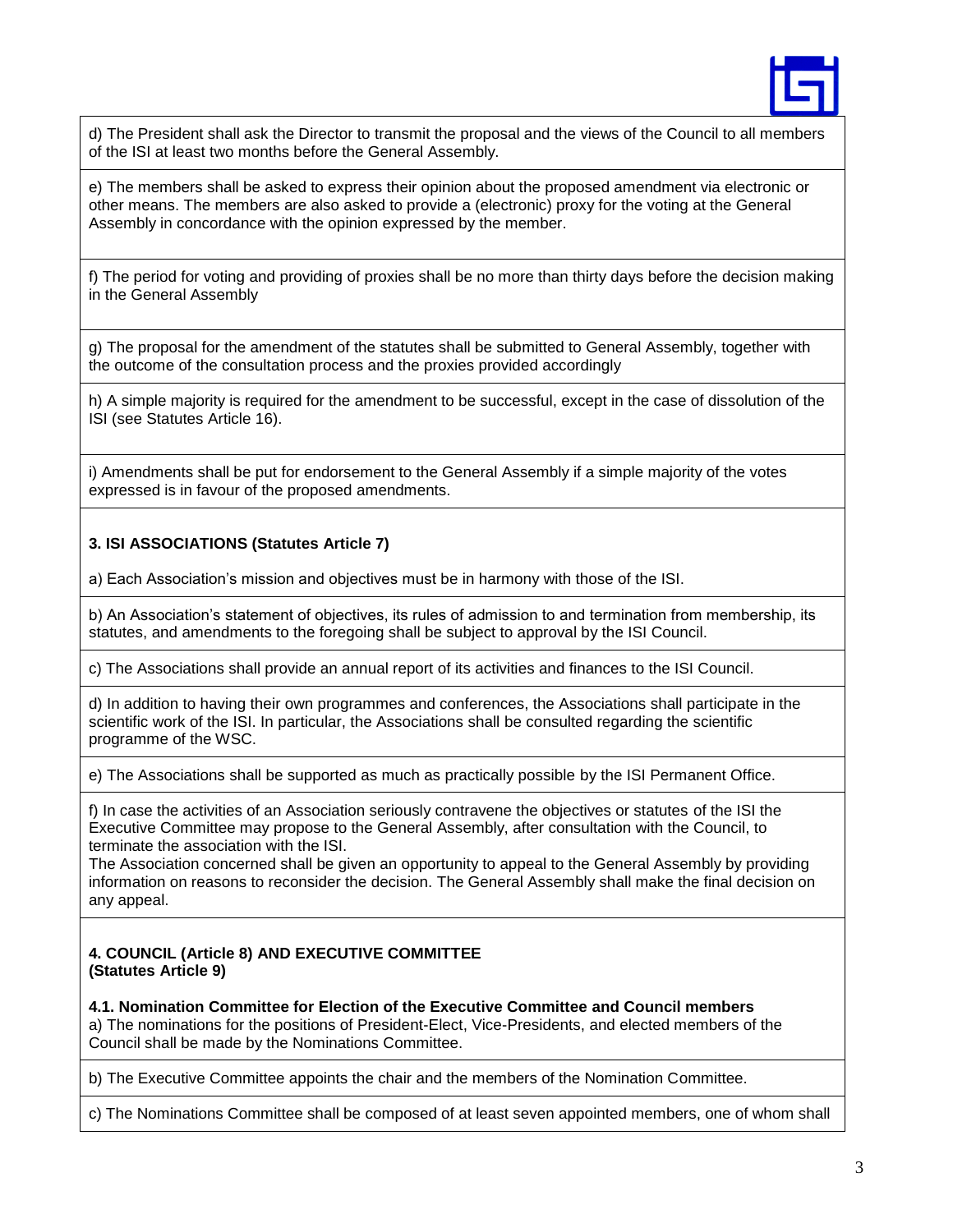d) The President shall ask the Director to transmit the proposal and the views of the Council to all members of the ISI at least two months before the General Assembly.

e) The members shall be asked to express their opinion about the proposed amendment via electronic or other means. The members are also asked to provide a (electronic) proxy for the voting at the General Assembly in concordance with the opinion expressed by the member.

f) The period for voting and providing of proxies shall be no more than thirty days before the decision making in the General Assembly

g) The proposal for the amendment of the statutes shall be submitted to General Assembly, together with the outcome of the consultation process and the proxies provided accordingly

h) A simple majority is required for the amendment to be successful, except in the case of dissolution of the ISI (see Statutes Article 16).

i) Amendments shall be put for endorsement to the General Assembly if a simple majority of the votes expressed is in favour of the proposed amendments.

**3. ISI ASSOCIATIONS (Statutes Article 7)**

a) Each Association's mission and objectives must be in harmony with those of the ISI.

b) An Association's statement of objectives, its rules of admission to and termination from membership, its statutes, and amendments to the foregoing shall be subject to approval by the ISI Council.

c) The Associations shall provide an annual report of its activities and finances to the ISI Council.

d) In addition to having their own programmes and conferences, the Associations shall participate in the scientific work of the ISI. In particular, the Associations shall be consulted regarding the scientific programme of the WSC.

e) The Associations shall be supported as much as practically possible by the ISI Permanent Office.

f) In case the activities of an Association seriously contravene the objectives or statutes of the ISI the Executive Committee may propose to the General Assembly, after consultation with the Council, to terminate the association with the ISI.
The Association concerned shall be given an opportunity to appeal to the General Assembly by providing information on reasons to reconsider the decision. The General Assembly shall make the final decision on any appeal.

**4. COUNCIL (Article 8) AND EXECUTIVE COMMITTEE (Statutes Article 9)**

**4.1. Nomination Committee for Election of the Executive Committee and Council members**

a) The nominations for the positions of President-Elect, Vice-Presidents, and elected members of the Council shall be made by the Nominations Committee.

b) The Executive Committee appoints the chair and the members of the Nomination Committee.

c) The Nominations Committee shall be composed of at least seven appointed members, one of whom shall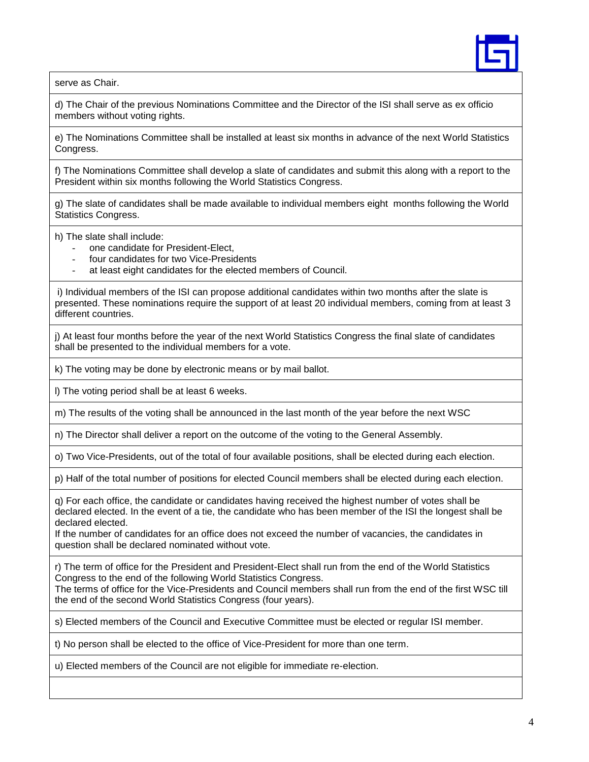serve as Chair.

d) The Chair of the previous Nominations Committee and the Director of the ISI shall serve as ex officio members without voting rights.

e) The Nominations Committee shall be installed at least six months in advance of the next World Statistics Congress.

f) The Nominations Committee shall develop a slate of candidates and submit this along with a report to the President within six months following the World Statistics Congress.

g) The slate of candidates shall be made available to individual members eight months following the World Statistics Congress.

h) The slate shall include:

- one candidate for President-Elect,
- four candidates for two Vice-Presidents
- at least eight candidates for the elected members of Council.

i) Individual members of the ISI can propose additional candidates within two months after the slate is presented. These nominations require the support of at least 20 individual members, coming from at least 3 different countries.

j) At least four months before the year of the next World Statistics Congress the final slate of candidates shall be presented to the individual members for a vote.

k) The voting may be done by electronic means or by mail ballot.

l) The voting period shall be at least 6 weeks.

m) The results of the voting shall be announced in the last month of the year before the next WSC

n) The Director shall deliver a report on the outcome of the voting to the General Assembly.

o) Two Vice-Presidents, out of the total of four available positions, shall be elected during each election.

p) Half of the total number of positions for elected Council members shall be elected during each election.

q) For each office, the candidate or candidates having received the highest number of votes shall be declared elected. In the event of a tie, the candidate who has been member of the ISI the longest shall be declared elected.
If the number of candidates for an office does not exceed the number of vacancies, the candidates in question shall be declared nominated without vote.

r) The term of office for the President and President-Elect shall run from the end of the World Statistics Congress to the end of the following World Statistics Congress.
The terms of office for the Vice-Presidents and Council members shall run from the end of the first WSC till the end of the second World Statistics Congress (four years).

s) Elected members of the Council and Executive Committee must be elected or regular ISI member.

t) No person shall be elected to the office of Vice-President for more than one term.

u) Elected members of the Council are not eligible for immediate re-election.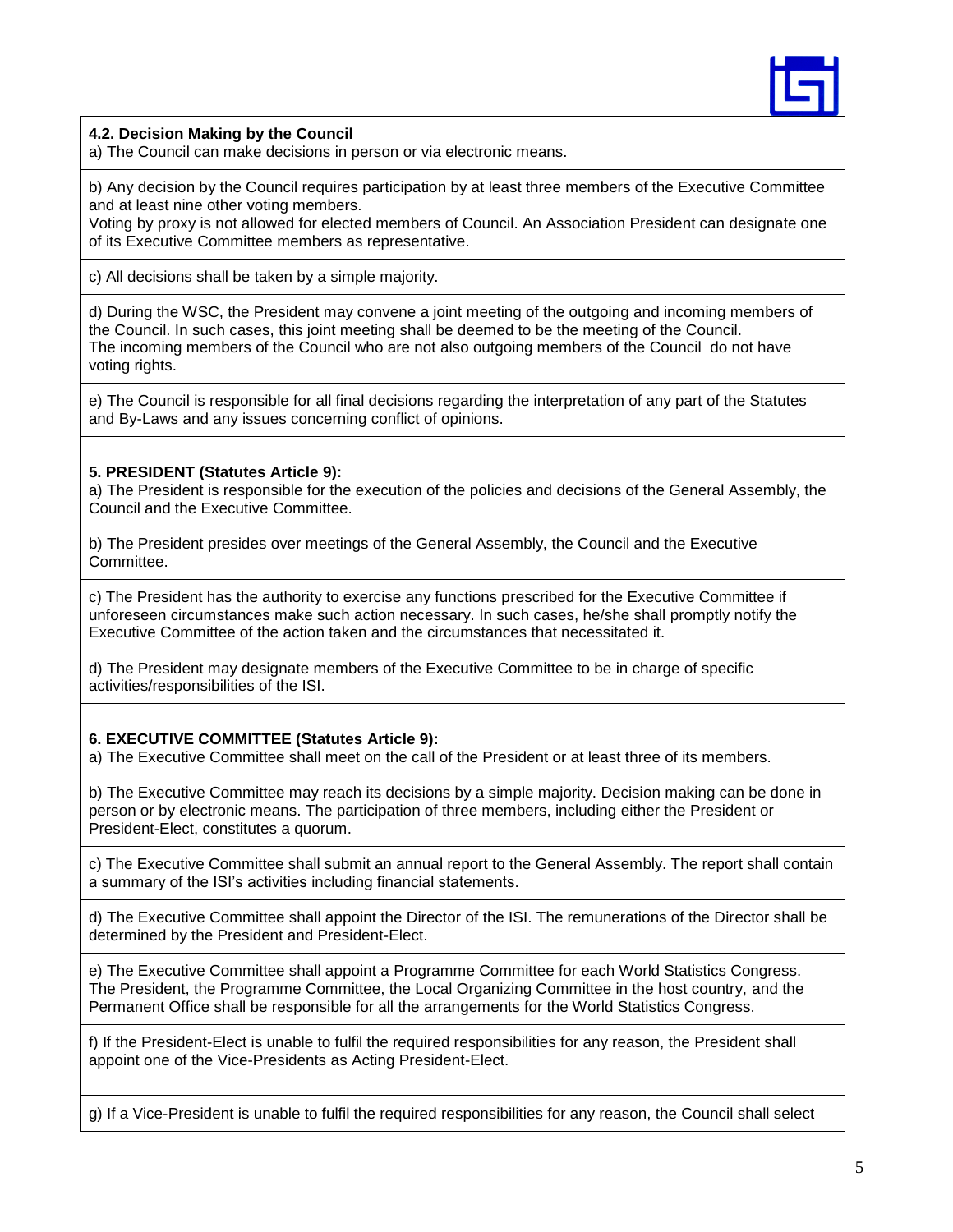**4.2. Decision Making by the Council**

a) The Council can make decisions in person or via electronic means.

b) Any decision by the Council requires participation by at least three members of the Executive Committee and at least nine other voting members.
Voting by proxy is not allowed for elected members of Council. An Association President can designate one of its Executive Committee members as representative.

c) All decisions shall be taken by a simple majority.

d) During the WSC, the President may convene a joint meeting of the outgoing and incoming members of the Council. In such cases, this joint meeting shall be deemed to be the meeting of the Council.
The incoming members of the Council who are not also outgoing members of the Council do not have voting rights.

e) The Council is responsible for all final decisions regarding the interpretation of any part of the Statutes and By-Laws and any issues concerning conflict of opinions.

**5. PRESIDENT (Statutes Article 9):**

a) The President is responsible for the execution of the policies and decisions of the General Assembly, the Council and the Executive Committee.

b) The President presides over meetings of the General Assembly, the Council and the Executive Committee.

c) The President has the authority to exercise any functions prescribed for the Executive Committee if unforeseen circumstances make such action necessary. In such cases, he/she shall promptly notify the Executive Committee of the action taken and the circumstances that necessitated it.

d) The President may designate members of the Executive Committee to be in charge of specific activities/responsibilities of the ISI.

**6. EXECUTIVE COMMITTEE (Statutes Article 9):**

a) The Executive Committee shall meet on the call of the President or at least three of its members.

b) The Executive Committee may reach its decisions by a simple majority. Decision making can be done in person or by electronic means. The participation of three members, including either the President or President-Elect, constitutes a quorum.

c) The Executive Committee shall submit an annual report to the General Assembly. The report shall contain a summary of the ISI's activities including financial statements.

d) The Executive Committee shall appoint the Director of the ISI. The remunerations of the Director shall be determined by the President and President-Elect.

e) The Executive Committee shall appoint a Programme Committee for each World Statistics Congress. The President, the Programme Committee, the Local Organizing Committee in the host country, and the Permanent Office shall be responsible for all the arrangements for the World Statistics Congress.

f) If the President-Elect is unable to fulfil the required responsibilities for any reason, the President shall appoint one of the Vice-Presidents as Acting President-Elect.

g) If a Vice-President is unable to fulfil the required responsibilities for any reason, the Council shall select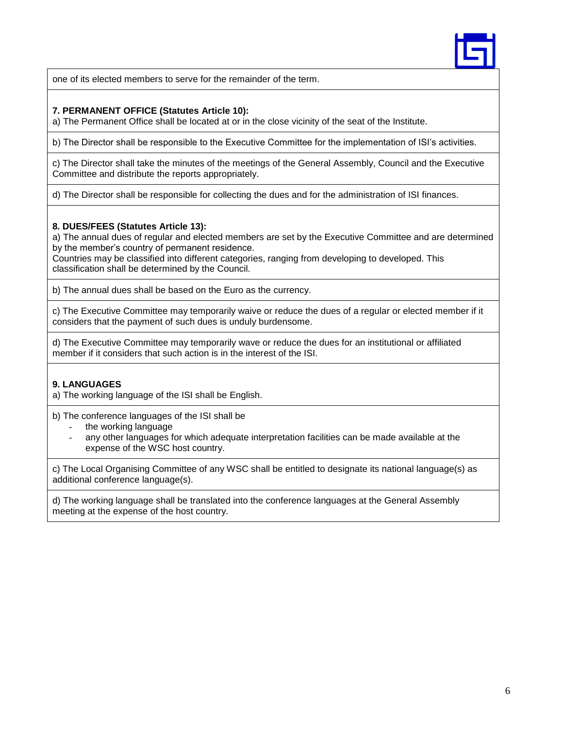one of its elected members to serve for the remainder of the term.

**7. PERMANENT OFFICE (Statutes Article 10):**

a) The Permanent Office shall be located at or in the close vicinity of the seat of the Institute.

b) The Director shall be responsible to the Executive Committee for the implementation of ISI's activities.

c) The Director shall take the minutes of the meetings of the General Assembly, Council and the Executive Committee and distribute the reports appropriately.

d) The Director shall be responsible for collecting the dues and for the administration of ISI finances.

**8. DUES/FEES (Statutes Article 13):**

a) The annual dues of regular and elected members are set by the Executive Committee and are determined by the member's country of permanent residence.
Countries may be classified into different categories, ranging from developing to developed. This classification shall be determined by the Council.

b) The annual dues shall be based on the Euro as the currency.

c) The Executive Committee may temporarily waive or reduce the dues of a regular or elected member if it considers that the payment of such dues is unduly burdensome.

d) The Executive Committee may temporarily wave or reduce the dues for an institutional or affiliated member if it considers that such action is in the interest of the ISI.

**9. LANGUAGES**

a) The working language of the ISI shall be English.

b) The conference languages of the ISI shall be

- the working language
- any other languages for which adequate interpretation facilities can be made available at the expense of the WSC host country.

c) The Local Organising Committee of any WSC shall be entitled to designate its national language(s) as additional conference language(s).

d) The working language shall be translated into the conference languages at the General Assembly meeting at the expense of the host country.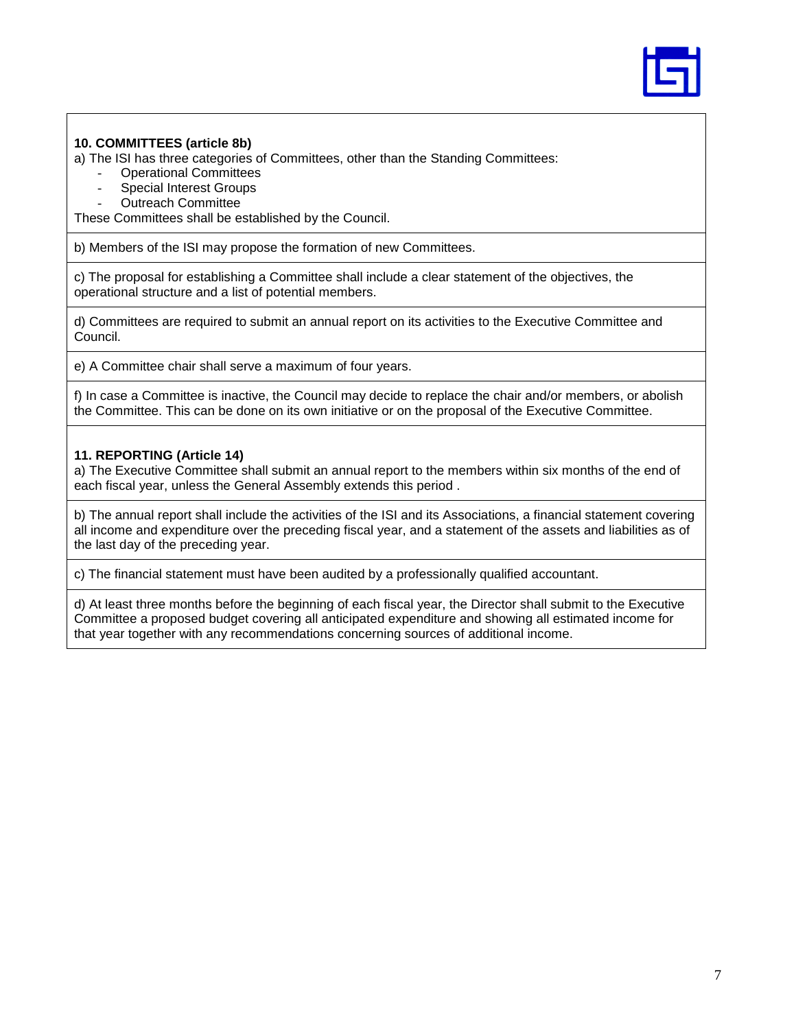**10. COMMITTEES (article 8b)**

a) The ISI has three categories of Committees, other than the Standing Committees:

- Operational Committees
- Special Interest Groups
- Outreach Committee

These Committees shall be established by the Council.

b) Members of the ISI may propose the formation of new Committees.

c) The proposal for establishing a Committee shall include a clear statement of the objectives, the operational structure and a list of potential members.

d) Committees are required to submit an annual report on its activities to the Executive Committee and Council.

e) A Committee chair shall serve a maximum of four years.

f) In case a Committee is inactive, the Council may decide to replace the chair and/or members, or abolish the Committee. This can be done on its own initiative or on the proposal of the Executive Committee.

**11. REPORTING (Article 14)**

a) The Executive Committee shall submit an annual report to the members within six months of the end of each fiscal year, unless the General Assembly extends this period .

b) The annual report shall include the activities of the ISI and its Associations, a financial statement covering all income and expenditure over the preceding fiscal year, and a statement of the assets and liabilities as of the last day of the preceding year.

c) The financial statement must have been audited by a professionally qualified accountant.

d) At least three months before the beginning of each fiscal year, the Director shall submit to the Executive Committee a proposed budget covering all anticipated expenditure and showing all estimated income for that year together with any recommendations concerning sources of additional income.